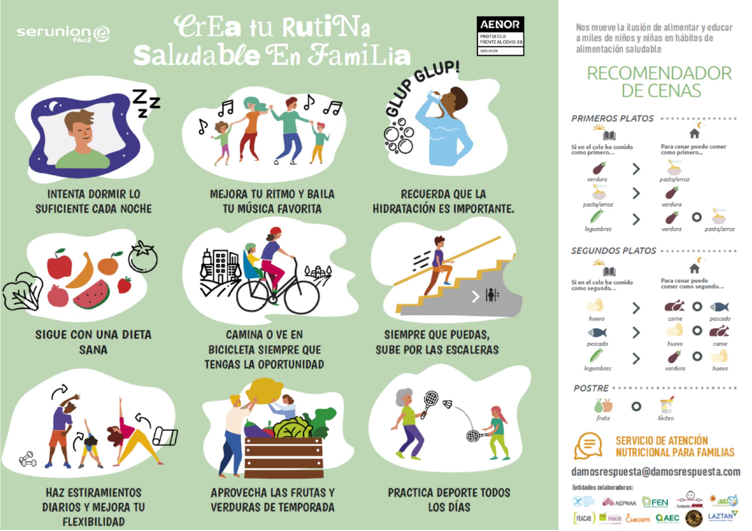serunion educa

# Crea tu Rutina Saludable En Familia

AENOR PROTOCOLO FRENTE AL COVID-19 SERUNION

GLUP GLUP!

- INTENTA DORMIR LO SUFICIENTE CADA NOCHE
- MEJORA TU RITMO Y BAILA TU MÚSICA FAVORITA
- RECUERDA QUE LA HIDRATACIÓN ES IMPORTANTE.
- SIGUE CON UNA DIETA SANA
- CAMINA O VE EN BICICLETA SIEMPRE QUE TENGAS LA OPORTUNIDAD
- SIEMPRE QUE PUEDAS, SUBE POR LAS ESCALERAS
- HAZ ESTIRAMIENTOS DIARIOS Y MEJORA TU FLEXIBILIDAD
- APROVECHA LAS FRUTAS Y VERDURAS DE TEMPORADA
- PRACTICA DEPORTE TODOS LOS DÍAS

Nos mueve la ilusión de alimentar y educar a miles de niños y niñas en hábitos de alimentación saludable

## RECOMENDADOR DE CENAS

### PRIMEROS PLATOS

| Si en el cole he comido como primero... | | Para cenar puedo comer como primero... |
|---|---|---|
| verdura | > | pasta/arroz |
| pasta/arroz | > | verdura |
| legumbres | > | verdura o pasta/arroz |

### SEGUNDOS PLATOS

| Si en el cole he comido como segundo... | | Para cenar puedo comer como segundo... |
|---|---|---|
| huevo | > | carne o pescado |
| pescado | > | huevo o carne |
| legumbres | > | verdura o huevo |

### POSTRE

fruta o lácteo

**SERVICIO DE ATENCIÓN NUTRICIONAL PARA FAMILIAS**

damosrespuesta@damosrespuesta.com

Entidades colaboradoras:

AEPNAA, FEN, Fundación ANAR, FEACAB, naus, Aecom, AEC, LAZTAN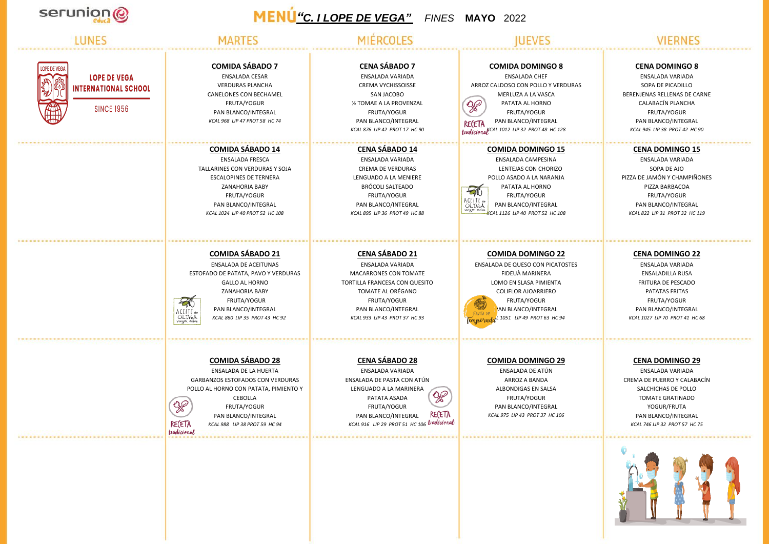# MENÚ *"C. I LOPE DE VEGA"* FINES **MAYO** 2022

LOPE DE VEGA INTERNATIONAL SCHOOL
SINCE 1956

| LUNES | MARTES | MIÉRCOLES | JUEVES | VIERNES |
|---|---|---|---|---|
| | **COMIDA SÁBADO 7**<br>ENSALADA CESAR<br>VERDURAS PLANCHA<br>CANELONES CON BECHAMEL<br>FRUTA/YOGUR<br>PAN BLANCO/INTEGRAL<br>*KCAL 968 LIP 47 PROT 58 HC 74* | **CENA SÁBADO 7**<br>ENSALADA VARIADA<br>CREMA VYCHISSOISE<br>SAN JACOBO<br>½ TOMAE A LA PROVENZAL<br>FRUTA/YOGUR<br>PAN BLANCO/INTEGRAL<br>*KCAL 876 LIP 42 PROT 17 HC 90* | **COMIDA DOMINGO 8**<br>ENSALADA CHEF<br>ARROZ CALDOSO CON POLLO Y VERDURAS<br>MERLUZA A LA VASCA<br>PATATA AL HORNO<br>FRUTA/YOGUR<br>PAN BLANCO/INTEGRAL<br>RECETA tradicional<br>*KCAL 1012 LIP 32 PROT 48 HC 128* | **CENA DOMINGO 8**<br>ENSALADA VARIADA<br>SOPA DE PICADILLO<br>BERENJENAS RELLENAS DE CARNE<br>CALABACÍN PLANCHA<br>FRUTA/YOGUR<br>PAN BLANCO/INTEGRAL<br>*KCAL 945 LIP 38 PROT 42 HC 90* |
| | **COMIDA SÁBADO 14**<br>ENSALADA FRESCA<br>TALLARINES CON VERDURAS Y SOJA<br>ESCALOPINES DE TERNERA<br>ZANAHORIA BABY<br>FRUTA/YOGUR<br>PAN BLANCO/INTEGRAL<br>*KCAL 1024 LIP 40 PROT 52 HC 108* | **CENA SÁBADO 14**<br>ENSALADA VARIADA<br>CREMA DE VERDURAS<br>LENGUADO A LA MENIERE<br>BRÓCOLI SALTEADO<br>FRUTA/YOGUR<br>PAN BLANCO/INTEGRAL<br>*KCAL 895 LIP 36 PROT 49 HC 88* | **COMIDA DOMINGO 15**<br>ENSALADA CAMPESINA<br>LENTEJAS CON CHORIZO<br>POLLO ASADO A LA NARANJA<br>PATATA AL HORNO<br>FRUTA/YOGUR<br>PAN BLANCO/INTEGRAL<br>ACEITE de OLIVA virgen extra<br>*KCAL 1126 LIP 40 PROT 52 HC 108* | **CENA DOMINGO 15**<br>ENSALADA VARIADA<br>SOPA DE AJO<br>PIZZA DE JAMÓN Y CHAMPIÑONES<br>PIZZA BARBACOA<br>FRUTA/YOGUR<br>PAN BLANCO/INTEGRAL<br>*KCAL 822 LIP 31 PROT 32 HC 119* |
| | **COMIDA SÁBADO 21**<br>ENSALADA DE ACEITUNAS<br>ESTOFADO DE PATATA, PAVO Y VERDURAS<br>GALLO AL HORNO<br>ZANAHORIA BABY<br>FRUTA/YOGUR<br>PAN BLANCO/INTEGRAL<br>ACEITE de OLIVA virgen extra<br>*KCAL 860 LIP 35 PROT 43 HC 92* | **CENA SÁBADO 21**<br>ENSALADA VARIADA<br>MACARRONES CON TOMATE<br>TORTILLA FRANCESA CON QUESITO<br>TOMATE AL ORÉGANO<br>FRUTA/YOGUR<br>PAN BLANCO/INTEGRAL<br>*KCAL 933 LIP 43 PROT 37 HC 93* | **COMIDA DOMINGO 22**<br>ENSALADA DE QUESO CON PICATOSTES<br>FIDEUÀ MARINERA<br>LOMO EN SLASA PIMIENTA<br>COLIFLOR AJOARRIERO<br>FRUTA/YOGUR<br>PAN BLANCO/INTEGRAL<br>FRUTA DE Temporada<br>*KCAL 1051 LIP 49 PROT 63 HC 94* | **CENA DOMINGO 22**<br>ENSALADA VARIADA<br>ENSALADILLA RUSA<br>FRITURA DE PESCADO<br>PATATAS FRITAS<br>FRUTA/YOGUR<br>PAN BLANCO/INTEGRAL<br>*KCAL 1027 LIP 70 PROT 41 HC 68* |
| | **COMIDA SÁBADO 28**<br>ENSALADA DE LA HUERTA<br>GARBANZOS ESTOFADOS CON VERDURAS<br>POLLO AL HORNO CON PATATA, PIMIENTO Y CEBOLLA<br>FRUTA/YOGUR<br>PAN BLANCO/INTEGRAL<br>RECETA tradicional<br>*KCAL 988 LIP 38 PROT 59 HC 94* | **CENA SÁBADO 28**<br>ENSALADA VARIADA<br>ENSALADA DE PASTA CON ATÚN<br>LENGUADO A LA MARINERA<br>PATATA ASADA<br>FRUTA/YOGUR<br>PAN BLANCO/INTEGRAL<br>RECETA tradicional<br>*KCAL 916 LIP 29 PROT 51 HC 106* | **COMIDA DOMINGO 29**<br>ENSALADA DE ATÚN<br>ARROZ A BANDA<br>ALBONDIGAS EN SALSA<br>FRUTA/YOGUR<br>PAN BLANCO/INTEGRAL<br>*KCAL 975 LIP 43 PROT 37 HC 106* | **CENA DOMINGO 29**<br>ENSALADA VARIADA<br>CREMA DE PUERRO Y CALABACÍN<br>SALCHICHAS DE POLLO<br>TOMATE GRATINADO<br>YOGUR/FRUTA<br>PAN BLANCO/INTEGRAL<br>*KCAL 746 LIP 32 PROT 57 HC 75* |